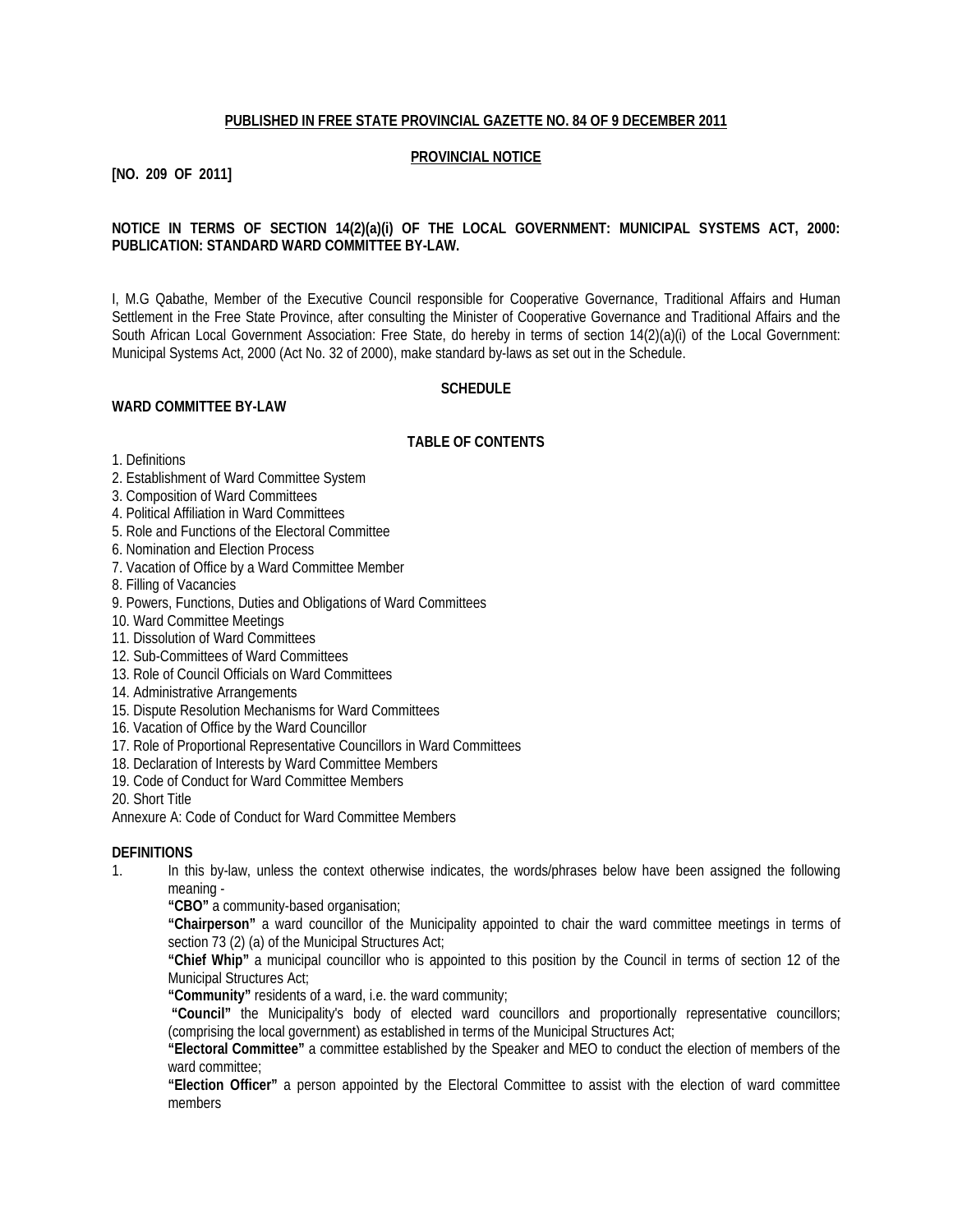**PUBLISHED IN FREE STATE PROVINCIAL GAZETTE NO. 84 OF 9 DECEMBER 2011**

**PROVINCIAL NOTICE**

**[NO. 209 OF 2011]**

**NOTICE IN TERMS OF SECTION 14(2)(a)(i) OF THE LOCAL GOVERNMENT: MUNICIPAL SYSTEMS ACT, 2000: PUBLICATION: STANDARD WARD COMMITTEE BY-LAW.**

I, M.G Qabathe, Member of the Executive Council responsible for Cooperative Governance, Traditional Affairs and Human Settlement in the Free State Province, after consulting the Minister of Cooperative Governance and Traditional Affairs and the South African Local Government Association: Free State, do hereby in terms of section 14(2)(a)(i) of the Local Government: Municipal Systems Act, 2000 (Act No. 32 of 2000), make standard by-laws as set out in the Schedule.

**SCHEDULE**

**WARD COMMITTEE BY-LAW**

**TABLE OF CONTENTS**

1. Definitions
2. Establishment of Ward Committee System
3. Composition of Ward Committees
4. Political Affiliation in Ward Committees
5. Role and Functions of the Electoral Committee
6. Nomination and Election Process
7. Vacation of Office by a Ward Committee Member
8. Filling of Vacancies
9. Powers, Functions, Duties and Obligations of Ward Committees
10. Ward Committee Meetings
11. Dissolution of Ward Committees
12. Sub-Committees of Ward Committees
13. Role of Council Officials on Ward Committees
14. Administrative Arrangements
15. Dispute Resolution Mechanisms for Ward Committees
16. Vacation of Office by the Ward Councillor
17. Role of Proportional Representative Councillors in Ward Committees
18. Declaration of Interests by Ward Committee Members
19. Code of Conduct for Ward Committee Members
20. Short Title

Annexure A: Code of Conduct for Ward Committee Members

**DEFINITIONS**

1. In this by-law, unless the context otherwise indicates, the words/phrases below have been assigned the following meaning -

   **"CBO"** a community-based organisation;

   **"Chairperson"** a ward councillor of the Municipality appointed to chair the ward committee meetings in terms of section 73 (2) (a) of the Municipal Structures Act;

   **"Chief Whip"** a municipal councillor who is appointed to this position by the Council in terms of section 12 of the Municipal Structures Act;

   **"Community"** residents of a ward, i.e. the ward community;

   **"Council"** the Municipality's body of elected ward councillors and proportionally representative councillors; (comprising the local government) as established in terms of the Municipal Structures Act;

   **"Electoral Committee"** a committee established by the Speaker and MEO to conduct the election of members of the ward committee;

   **"Election Officer"** a person appointed by the Electoral Committee to assist with the election of ward committee members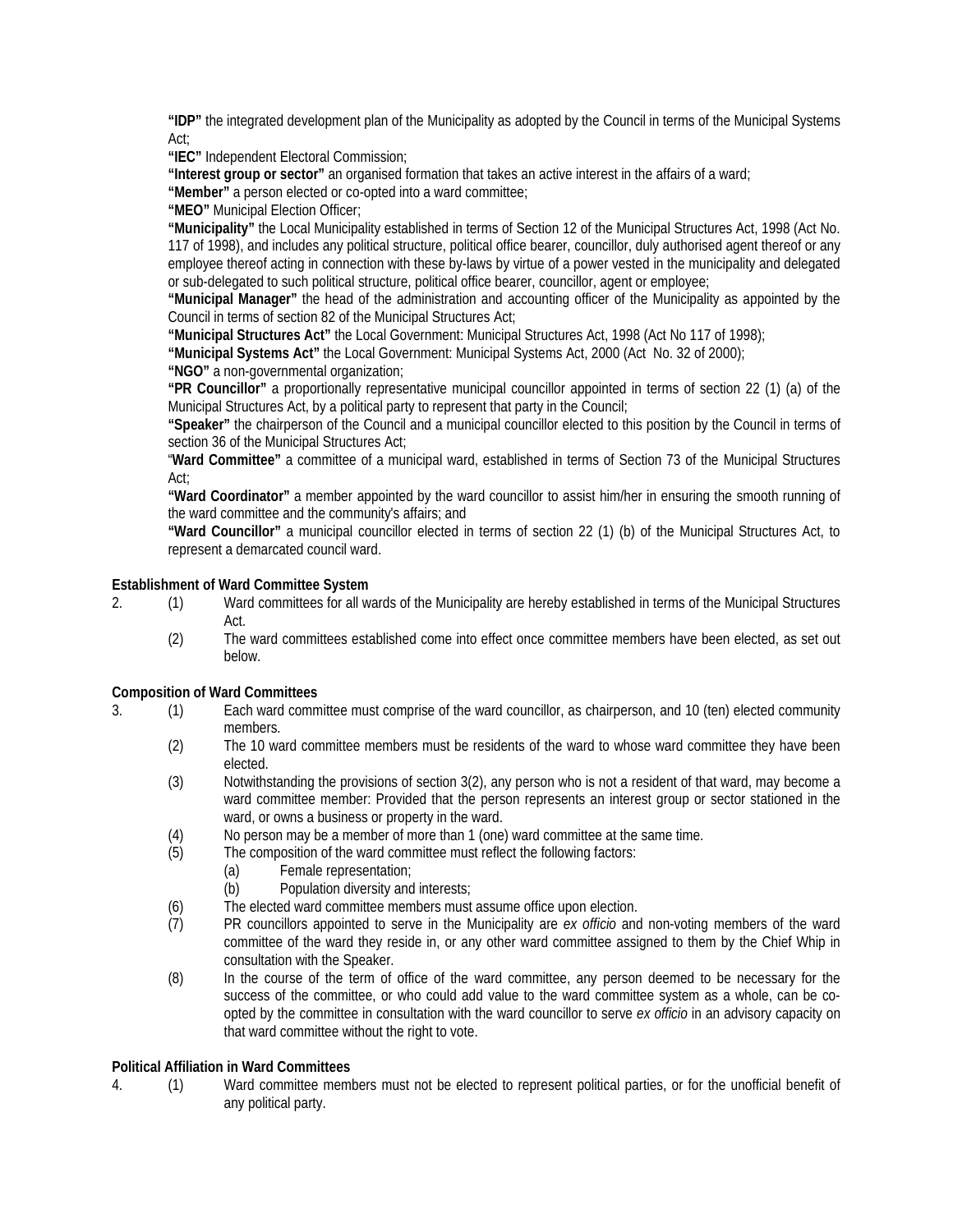**"IDP"** the integrated development plan of the Municipality as adopted by the Council in terms of the Municipal Systems Act;

**"IEC"** Independent Electoral Commission;

**"Interest group or sector"** an organised formation that takes an active interest in the affairs of a ward;

**"Member"** a person elected or co-opted into a ward committee;

**"MEO"** Municipal Election Officer;

**"Municipality"** the Local Municipality established in terms of Section 12 of the Municipal Structures Act, 1998 (Act No. 117 of 1998), and includes any political structure, political office bearer, councillor, duly authorised agent thereof or any employee thereof acting in connection with these by-laws by virtue of a power vested in the municipality and delegated or sub-delegated to such political structure, political office bearer, councillor, agent or employee;

**"Municipal Manager"** the head of the administration and accounting officer of the Municipality as appointed by the Council in terms of section 82 of the Municipal Structures Act;

**"Municipal Structures Act"** the Local Government: Municipal Structures Act, 1998 (Act No 117 of 1998);

**"Municipal Systems Act"** the Local Government: Municipal Systems Act, 2000 (Act No. 32 of 2000);

**"NGO"** a non-governmental organization;

**"PR Councillor"** a proportionally representative municipal councillor appointed in terms of section 22 (1) (a) of the Municipal Structures Act, by a political party to represent that party in the Council;

**"Speaker"** the chairperson of the Council and a municipal councillor elected to this position by the Council in terms of section 36 of the Municipal Structures Act;

"**Ward Committee"** a committee of a municipal ward, established in terms of Section 73 of the Municipal Structures Act;

**"Ward Coordinator"** a member appointed by the ward councillor to assist him/her in ensuring the smooth running of the ward committee and the community's affairs; and

**"Ward Councillor"** a municipal councillor elected in terms of section 22 (1) (b) of the Municipal Structures Act, to represent a demarcated council ward.

**Establishment of Ward Committee System**

2. (1) Ward committees for all wards of the Municipality are hereby established in terms of the Municipal Structures Act.
   (2) The ward committees established come into effect once committee members have been elected, as set out below.

**Composition of Ward Committees**

3. (1) Each ward committee must comprise of the ward councillor, as chairperson, and 10 (ten) elected community members.
   (2) The 10 ward committee members must be residents of the ward to whose ward committee they have been elected.
   (3) Notwithstanding the provisions of section 3(2), any person who is not a resident of that ward, may become a ward committee member: Provided that the person represents an interest group or sector stationed in the ward, or owns a business or property in the ward.
   (4) No person may be a member of more than 1 (one) ward committee at the same time.
   (5) The composition of the ward committee must reflect the following factors:
      (a) Female representation;
      (b) Population diversity and interests;
   (6) The elected ward committee members must assume office upon election.
   (7) PR councillors appointed to serve in the Municipality are *ex officio* and non-voting members of the ward committee of the ward they reside in, or any other ward committee assigned to them by the Chief Whip in consultation with the Speaker.
   (8) In the course of the term of office of the ward committee, any person deemed to be necessary for the success of the committee, or who could add value to the ward committee system as a whole, can be co-opted by the committee in consultation with the ward councillor to serve *ex officio* in an advisory capacity on that ward committee without the right to vote.

**Political Affiliation in Ward Committees**

4. (1) Ward committee members must not be elected to represent political parties, or for the unofficial benefit of any political party.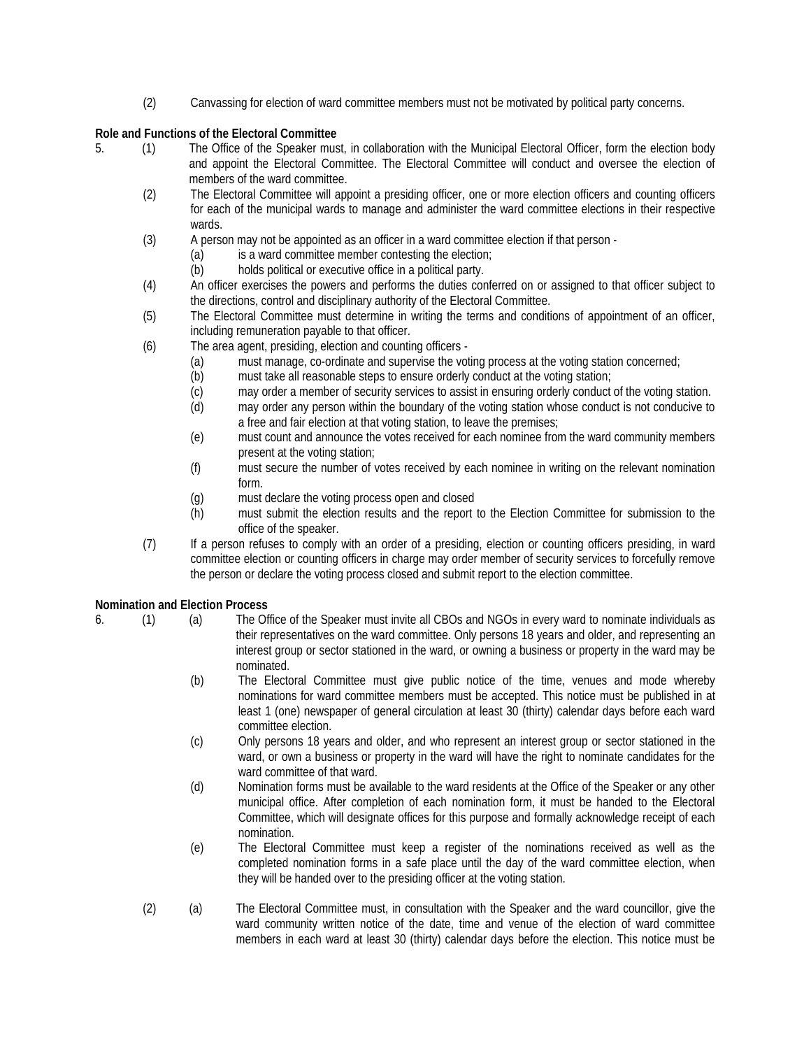(2) Canvassing for election of ward committee members must not be motivated by political party concerns.

**Role and Functions of the Electoral Committee**

5. (1) The Office of the Speaker must, in collaboration with the Municipal Electoral Officer, form the election body and appoint the Electoral Committee. The Electoral Committee will conduct and oversee the election of members of the ward committee.

(2) The Electoral Committee will appoint a presiding officer, one or more election officers and counting officers for each of the municipal wards to manage and administer the ward committee elections in their respective wards.

(3) A person may not be appointed as an officer in a ward committee election if that person -

(a) is a ward committee member contesting the election;

(b) holds political or executive office in a political party.

(4) An officer exercises the powers and performs the duties conferred on or assigned to that officer subject to the directions, control and disciplinary authority of the Electoral Committee.

(5) The Electoral Committee must determine in writing the terms and conditions of appointment of an officer, including remuneration payable to that officer.

(6) The area agent, presiding, election and counting officers -

(a) must manage, co-ordinate and supervise the voting process at the voting station concerned;

(b) must take all reasonable steps to ensure orderly conduct at the voting station;

(c) may order a member of security services to assist in ensuring orderly conduct of the voting station.

(d) may order any person within the boundary of the voting station whose conduct is not conducive to a free and fair election at that voting station, to leave the premises;

(e) must count and announce the votes received for each nominee from the ward community members present at the voting station;

(f) must secure the number of votes received by each nominee in writing on the relevant nomination form.

(g) must declare the voting process open and closed

(h) must submit the election results and the report to the Election Committee for submission to the office of the speaker.

(7) If a person refuses to comply with an order of a presiding, election or counting officers presiding, in ward committee election or counting officers in charge may order member of security services to forcefully remove the person or declare the voting process closed and submit report to the election committee.

**Nomination and Election Process**

6. (1) (a) The Office of the Speaker must invite all CBOs and NGOs in every ward to nominate individuals as their representatives on the ward committee. Only persons 18 years and older, and representing an interest group or sector stationed in the ward, or owning a business or property in the ward may be nominated.

(b) The Electoral Committee must give public notice of the time, venues and mode whereby nominations for ward committee members must be accepted. This notice must be published in at least 1 (one) newspaper of general circulation at least 30 (thirty) calendar days before each ward committee election.

(c) Only persons 18 years and older, and who represent an interest group or sector stationed in the ward, or own a business or property in the ward will have the right to nominate candidates for the ward committee of that ward.

(d) Nomination forms must be available to the ward residents at the Office of the Speaker or any other municipal office. After completion of each nomination form, it must be handed to the Electoral Committee, which will designate offices for this purpose and formally acknowledge receipt of each nomination.

(e) The Electoral Committee must keep a register of the nominations received as well as the completed nomination forms in a safe place until the day of the ward committee election, when they will be handed over to the presiding officer at the voting station.

(2) (a) The Electoral Committee must, in consultation with the Speaker and the ward councillor, give the ward community written notice of the date, time and venue of the election of ward committee members in each ward at least 30 (thirty) calendar days before the election. This notice must be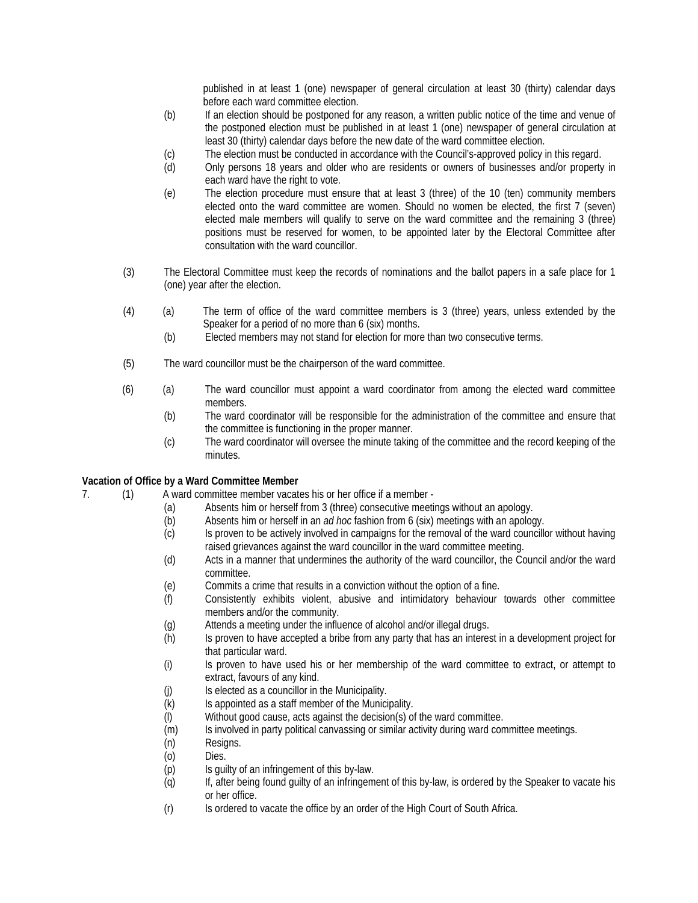published in at least 1 (one) newspaper of general circulation at least 30 (thirty) calendar days before each ward committee election.

(b) If an election should be postponed for any reason, a written public notice of the time and venue of the postponed election must be published in at least 1 (one) newspaper of general circulation at least 30 (thirty) calendar days before the new date of the ward committee election.

(c) The election must be conducted in accordance with the Council's-approved policy in this regard.

(d) Only persons 18 years and older who are residents or owners of businesses and/or property in each ward have the right to vote.

(e) The election procedure must ensure that at least 3 (three) of the 10 (ten) community members elected onto the ward committee are women. Should no women be elected, the first 7 (seven) elected male members will qualify to serve on the ward committee and the remaining 3 (three) positions must be reserved for women, to be appointed later by the Electoral Committee after consultation with the ward councillor.

(3) The Electoral Committee must keep the records of nominations and the ballot papers in a safe place for 1 (one) year after the election.

(4) (a) The term of office of the ward committee members is 3 (three) years, unless extended by the Speaker for a period of no more than 6 (six) months.

(b) Elected members may not stand for election for more than two consecutive terms.

(5) The ward councillor must be the chairperson of the ward committee.

(6) (a) The ward councillor must appoint a ward coordinator from among the elected ward committee members.

(b) The ward coordinator will be responsible for the administration of the committee and ensure that the committee is functioning in the proper manner.

(c) The ward coordinator will oversee the minute taking of the committee and the record keeping of the minutes.

**Vacation of Office by a Ward Committee Member**

7. (1) A ward committee member vacates his or her office if a member -

(a) Absents him or herself from 3 (three) consecutive meetings without an apology.

(b) Absents him or herself in an *ad hoc* fashion from 6 (six) meetings with an apology.

(c) Is proven to be actively involved in campaigns for the removal of the ward councillor without having raised grievances against the ward councillor in the ward committee meeting.

(d) Acts in a manner that undermines the authority of the ward councillor, the Council and/or the ward committee.

(e) Commits a crime that results in a conviction without the option of a fine.

(f) Consistently exhibits violent, abusive and intimidatory behaviour towards other committee members and/or the community.

(g) Attends a meeting under the influence of alcohol and/or illegal drugs.

(h) Is proven to have accepted a bribe from any party that has an interest in a development project for that particular ward.

(i) Is proven to have used his or her membership of the ward committee to extract, or attempt to extract, favours of any kind.

(j) Is elected as a councillor in the Municipality.

(k) Is appointed as a staff member of the Municipality.

(l) Without good cause, acts against the decision(s) of the ward committee.

(m) Is involved in party political canvassing or similar activity during ward committee meetings.

(n) Resigns.

(o) Dies.

(p) Is guilty of an infringement of this by-law.

(q) If, after being found guilty of an infringement of this by-law, is ordered by the Speaker to vacate his or her office.

(r) Is ordered to vacate the office by an order of the High Court of South Africa.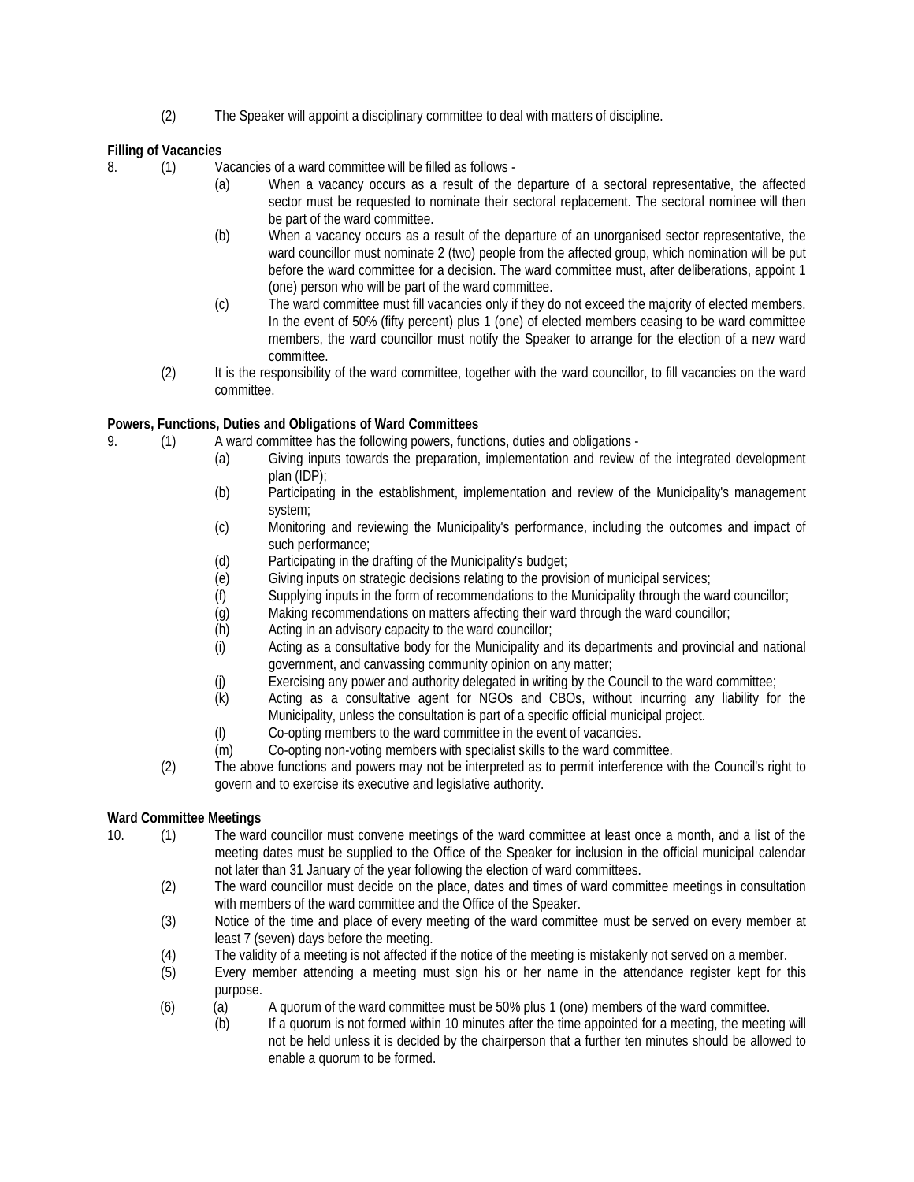(2) The Speaker will appoint a disciplinary committee to deal with matters of discipline.

**Filling of Vacancies**

8. (1) Vacancies of a ward committee will be filled as follows -

   (a) When a vacancy occurs as a result of the departure of a sectoral representative, the affected sector must be requested to nominate their sectoral replacement. The sectoral nominee will then be part of the ward committee.

   (b) When a vacancy occurs as a result of the departure of an unorganised sector representative, the ward councillor must nominate 2 (two) people from the affected group, which nomination will be put before the ward committee for a decision. The ward committee must, after deliberations, appoint 1 (one) person who will be part of the ward committee.

   (c) The ward committee must fill vacancies only if they do not exceed the majority of elected members. In the event of 50% (fifty percent) plus 1 (one) of elected members ceasing to be ward committee members, the ward councillor must notify the Speaker to arrange for the election of a new ward committee.

(2) It is the responsibility of the ward committee, together with the ward councillor, to fill vacancies on the ward committee.

**Powers, Functions, Duties and Obligations of Ward Committees**

9. (1) A ward committee has the following powers, functions, duties and obligations -

   (a) Giving inputs towards the preparation, implementation and review of the integrated development plan (IDP);

   (b) Participating in the establishment, implementation and review of the Municipality's management system;

   (c) Monitoring and reviewing the Municipality's performance, including the outcomes and impact of such performance;

   (d) Participating in the drafting of the Municipality's budget;

   (e) Giving inputs on strategic decisions relating to the provision of municipal services;

   (f) Supplying inputs in the form of recommendations to the Municipality through the ward councillor;

   (g) Making recommendations on matters affecting their ward through the ward councillor;

   (h) Acting in an advisory capacity to the ward councillor;

   (i) Acting as a consultative body for the Municipality and its departments and provincial and national government, and canvassing community opinion on any matter;

   (j) Exercising any power and authority delegated in writing by the Council to the ward committee;

   (k) Acting as a consultative agent for NGOs and CBOs, without incurring any liability for the Municipality, unless the consultation is part of a specific official municipal project.

   (l) Co-opting members to the ward committee in the event of vacancies.

   (m) Co-opting non-voting members with specialist skills to the ward committee.

(2) The above functions and powers may not be interpreted as to permit interference with the Council's right to govern and to exercise its executive and legislative authority.

**Ward Committee Meetings**

10. (1) The ward councillor must convene meetings of the ward committee at least once a month, and a list of the meeting dates must be supplied to the Office of the Speaker for inclusion in the official municipal calendar not later than 31 January of the year following the election of ward committees.

(2) The ward councillor must decide on the place, dates and times of ward committee meetings in consultation with members of the ward committee and the Office of the Speaker.

(3) Notice of the time and place of every meeting of the ward committee must be served on every member at least 7 (seven) days before the meeting.

(4) The validity of a meeting is not affected if the notice of the meeting is mistakenly not served on a member.

(5) Every member attending a meeting must sign his or her name in the attendance register kept for this purpose.

(6) (a) A quorum of the ward committee must be 50% plus 1 (one) members of the ward committee.

   (b) If a quorum is not formed within 10 minutes after the time appointed for a meeting, the meeting will not be held unless it is decided by the chairperson that a further ten minutes should be allowed to enable a quorum to be formed.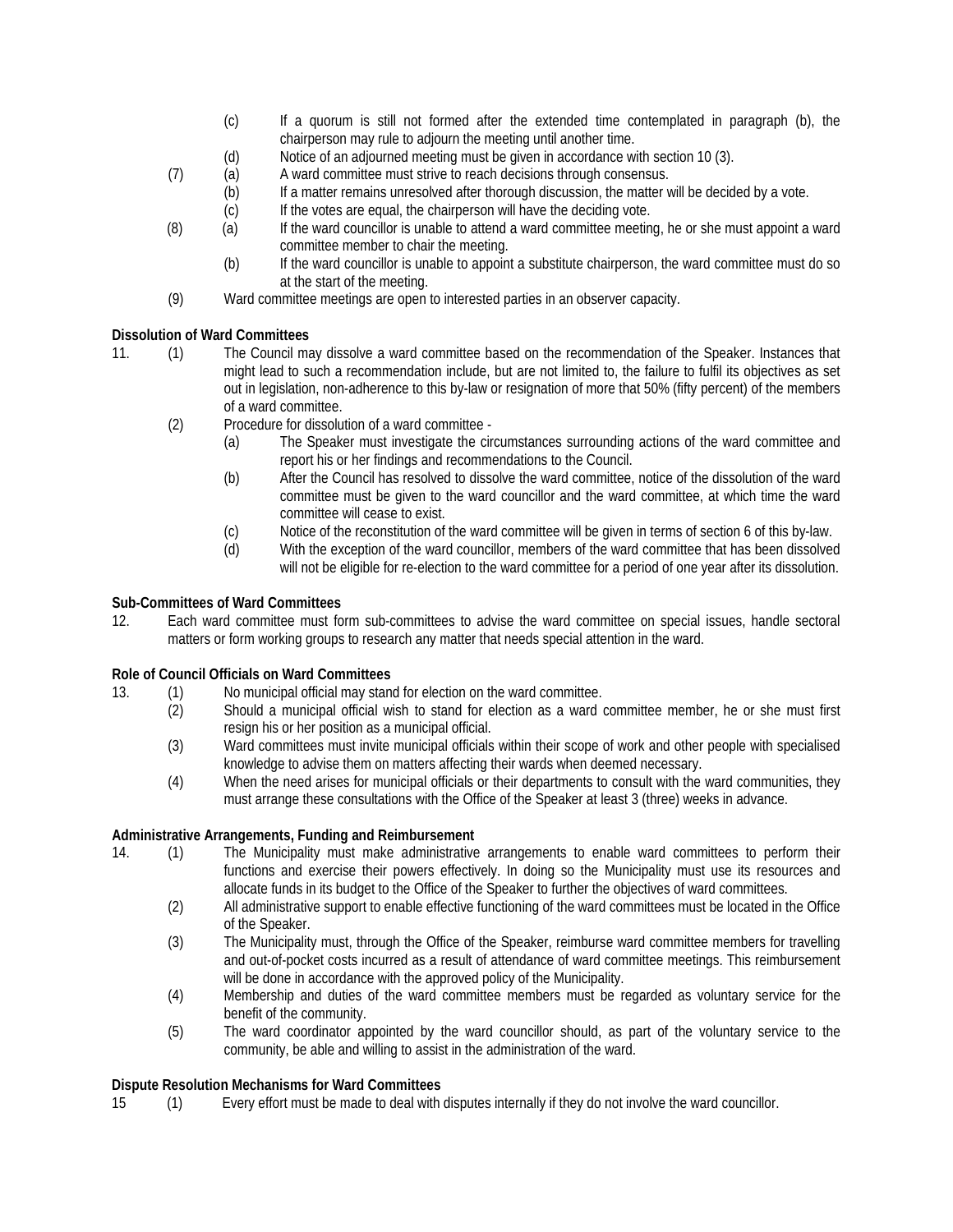(c) If a quorum is still not formed after the extended time contemplated in paragraph (b), the chairperson may rule to adjourn the meeting until another time.

(d) Notice of an adjourned meeting must be given in accordance with section 10 (3).

(7) (a) A ward committee must strive to reach decisions through consensus.

(b) If a matter remains unresolved after thorough discussion, the matter will be decided by a vote.

(c) If the votes are equal, the chairperson will have the deciding vote.

(8) (a) If the ward councillor is unable to attend a ward committee meeting, he or she must appoint a ward committee member to chair the meeting.

(b) If the ward councillor is unable to appoint a substitute chairperson, the ward committee must do so at the start of the meeting.

(9) Ward committee meetings are open to interested parties in an observer capacity.

**Dissolution of Ward Committees**

11. (1) The Council may dissolve a ward committee based on the recommendation of the Speaker. Instances that might lead to such a recommendation include, but are not limited to, the failure to fulfil its objectives as set out in legislation, non-adherence to this by-law or resignation of more that 50% (fifty percent) of the members of a ward committee.

(2) Procedure for dissolution of a ward committee -

(a) The Speaker must investigate the circumstances surrounding actions of the ward committee and report his or her findings and recommendations to the Council.

(b) After the Council has resolved to dissolve the ward committee, notice of the dissolution of the ward committee must be given to the ward councillor and the ward committee, at which time the ward committee will cease to exist.

(c) Notice of the reconstitution of the ward committee will be given in terms of section 6 of this by-law.

(d) With the exception of the ward councillor, members of the ward committee that has been dissolved will not be eligible for re-election to the ward committee for a period of one year after its dissolution.

**Sub-Committees of Ward Committees**

12. Each ward committee must form sub-committees to advise the ward committee on special issues, handle sectoral matters or form working groups to research any matter that needs special attention in the ward.

**Role of Council Officials on Ward Committees**

13. (1) No municipal official may stand for election on the ward committee.

(2) Should a municipal official wish to stand for election as a ward committee member, he or she must first resign his or her position as a municipal official.

(3) Ward committees must invite municipal officials within their scope of work and other people with specialised knowledge to advise them on matters affecting their wards when deemed necessary.

(4) When the need arises for municipal officials or their departments to consult with the ward communities, they must arrange these consultations with the Office of the Speaker at least 3 (three) weeks in advance.

**Administrative Arrangements, Funding and Reimbursement**

14. (1) The Municipality must make administrative arrangements to enable ward committees to perform their functions and exercise their powers effectively. In doing so the Municipality must use its resources and allocate funds in its budget to the Office of the Speaker to further the objectives of ward committees.

(2) All administrative support to enable effective functioning of the ward committees must be located in the Office of the Speaker.

(3) The Municipality must, through the Office of the Speaker, reimburse ward committee members for travelling and out-of-pocket costs incurred as a result of attendance of ward committee meetings. This reimbursement will be done in accordance with the approved policy of the Municipality.

(4) Membership and duties of the ward committee members must be regarded as voluntary service for the benefit of the community.

(5) The ward coordinator appointed by the ward councillor should, as part of the voluntary service to the community, be able and willing to assist in the administration of the ward.

**Dispute Resolution Mechanisms for Ward Committees**

15 (1) Every effort must be made to deal with disputes internally if they do not involve the ward councillor.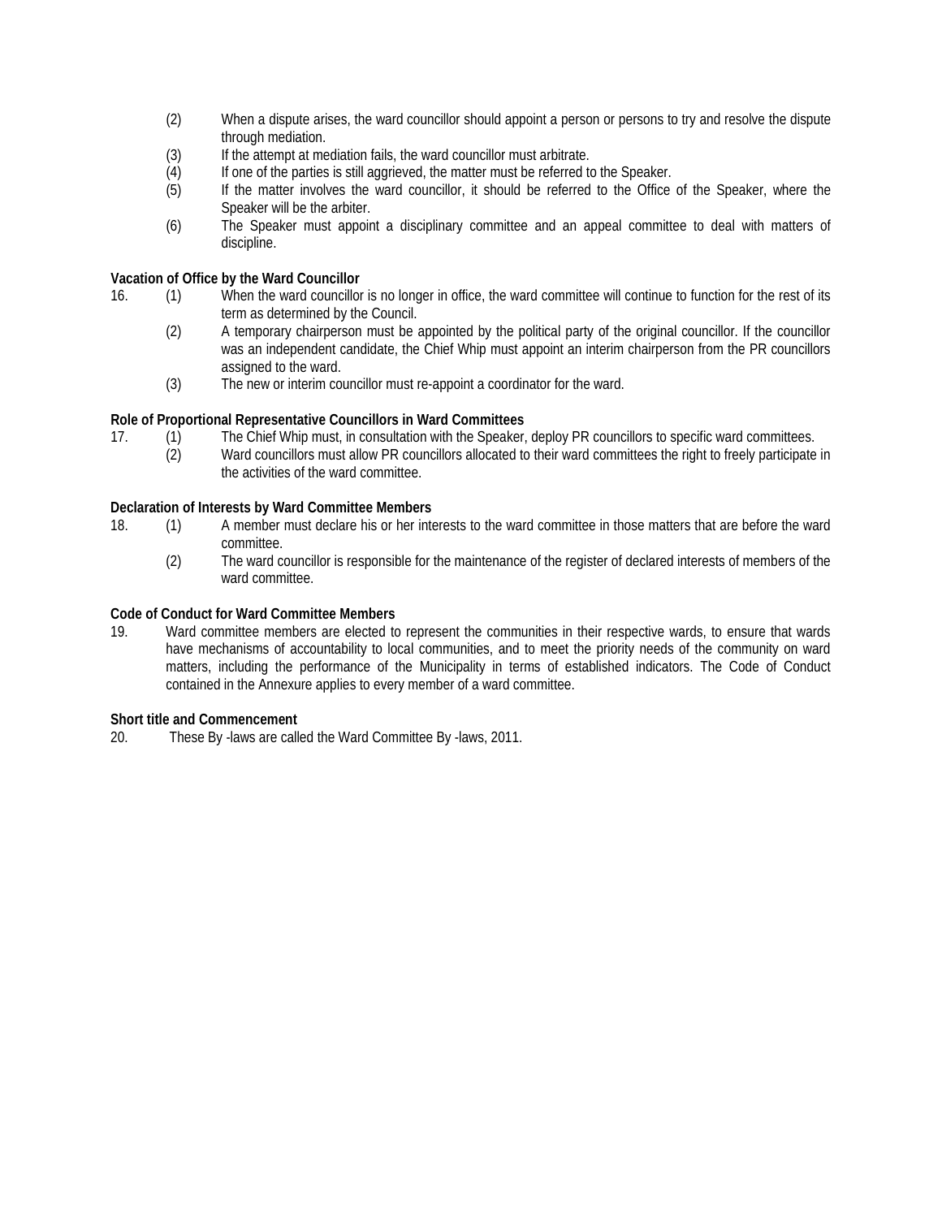(2) When a dispute arises, the ward councillor should appoint a person or persons to try and resolve the dispute through mediation.

(3) If the attempt at mediation fails, the ward councillor must arbitrate.

(4) If one of the parties is still aggrieved, the matter must be referred to the Speaker.

(5) If the matter involves the ward councillor, it should be referred to the Office of the Speaker, where the Speaker will be the arbiter.

(6) The Speaker must appoint a disciplinary committee and an appeal committee to deal with matters of discipline.

**Vacation of Office by the Ward Councillor**

16. (1) When the ward councillor is no longer in office, the ward committee will continue to function for the rest of its term as determined by the Council.

(2) A temporary chairperson must be appointed by the political party of the original councillor. If the councillor was an independent candidate, the Chief Whip must appoint an interim chairperson from the PR councillors assigned to the ward.

(3) The new or interim councillor must re-appoint a coordinator for the ward.

**Role of Proportional Representative Councillors in Ward Committees**

17. (1) The Chief Whip must, in consultation with the Speaker, deploy PR councillors to specific ward committees.

(2) Ward councillors must allow PR councillors allocated to their ward committees the right to freely participate in the activities of the ward committee.

**Declaration of Interests by Ward Committee Members**

18. (1) A member must declare his or her interests to the ward committee in those matters that are before the ward committee.

(2) The ward councillor is responsible for the maintenance of the register of declared interests of members of the ward committee.

**Code of Conduct for Ward Committee Members**

19. Ward committee members are elected to represent the communities in their respective wards, to ensure that wards have mechanisms of accountability to local communities, and to meet the priority needs of the community on ward matters, including the performance of the Municipality in terms of established indicators. The Code of Conduct contained in the Annexure applies to every member of a ward committee.

**Short title and Commencement**

20. These By -laws are called the Ward Committee By -laws, 2011.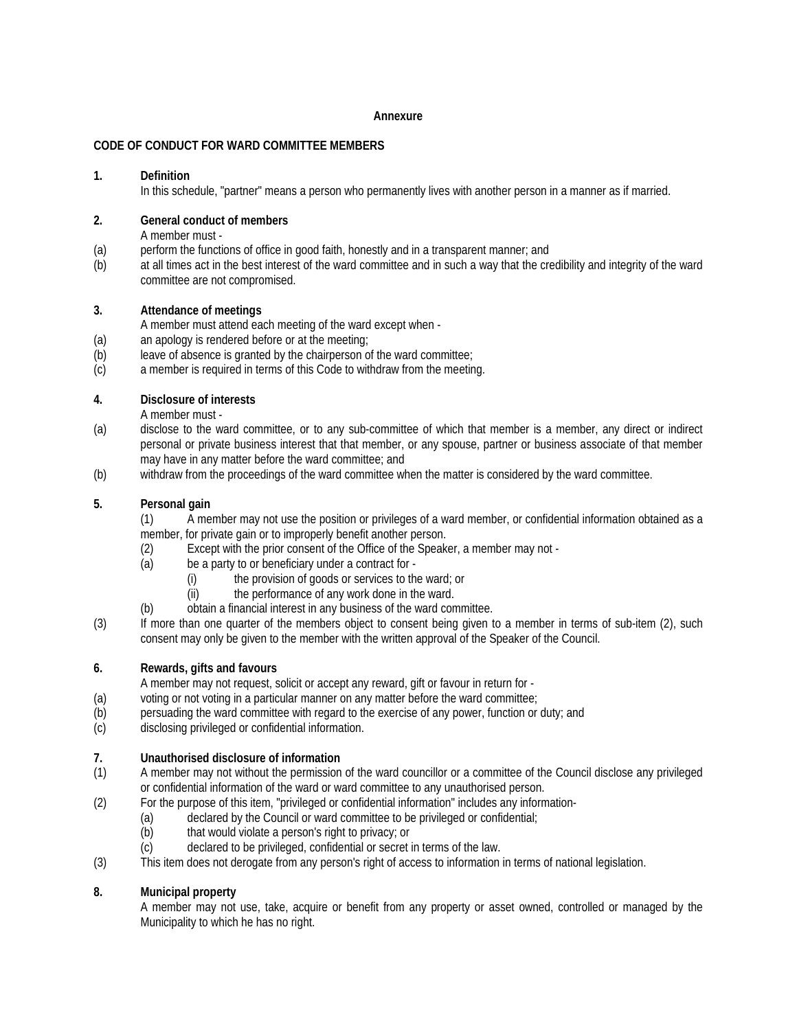**Annexure**

**CODE OF CONDUCT FOR WARD COMMITTEE MEMBERS**

**1. Definition**

In this schedule, "partner" means a person who permanently lives with another person in a manner as if married.

**2. General conduct of members**

A member must -

(a) perform the functions of office in good faith, honestly and in a transparent manner; and

(b) at all times act in the best interest of the ward committee and in such a way that the credibility and integrity of the ward committee are not compromised.

**3. Attendance of meetings**

A member must attend each meeting of the ward except when -

(a) an apology is rendered before or at the meeting;

(b) leave of absence is granted by the chairperson of the ward committee;

(c) a member is required in terms of this Code to withdraw from the meeting.

**4. Disclosure of interests**

A member must -

(a) disclose to the ward committee, or to any sub-committee of which that member is a member, any direct or indirect personal or private business interest that that member, or any spouse, partner or business associate of that member may have in any matter before the ward committee; and

(b) withdraw from the proceedings of the ward committee when the matter is considered by the ward committee.

**5. Personal gain**

(1) A member may not use the position or privileges of a ward member, or confidential information obtained as a member, for private gain or to improperly benefit another person.

(2) Except with the prior consent of the Office of the Speaker, a member may not -

(a) be a party to or beneficiary under a contract for -

(i) the provision of goods or services to the ward; or

(ii) the performance of any work done in the ward.

(b) obtain a financial interest in any business of the ward committee.

(3) If more than one quarter of the members object to consent being given to a member in terms of sub-item (2), such consent may only be given to the member with the written approval of the Speaker of the Council.

**6. Rewards, gifts and favours**

A member may not request, solicit or accept any reward, gift or favour in return for -

(a) voting or not voting in a particular manner on any matter before the ward committee;

(b) persuading the ward committee with regard to the exercise of any power, function or duty; and

(c) disclosing privileged or confidential information.

**7. Unauthorised disclosure of information**

(1) A member may not without the permission of the ward councillor or a committee of the Council disclose any privileged or confidential information of the ward or ward committee to any unauthorised person.

(2) For the purpose of this item, "privileged or confidential information" includes any information-

(a) declared by the Council or ward committee to be privileged or confidential;

(b) that would violate a person's right to privacy; or

(c) declared to be privileged, confidential or secret in terms of the law.

(3) This item does not derogate from any person's right of access to information in terms of national legislation.

**8. Municipal property**

A member may not use, take, acquire or benefit from any property or asset owned, controlled or managed by the Municipality to which he has no right.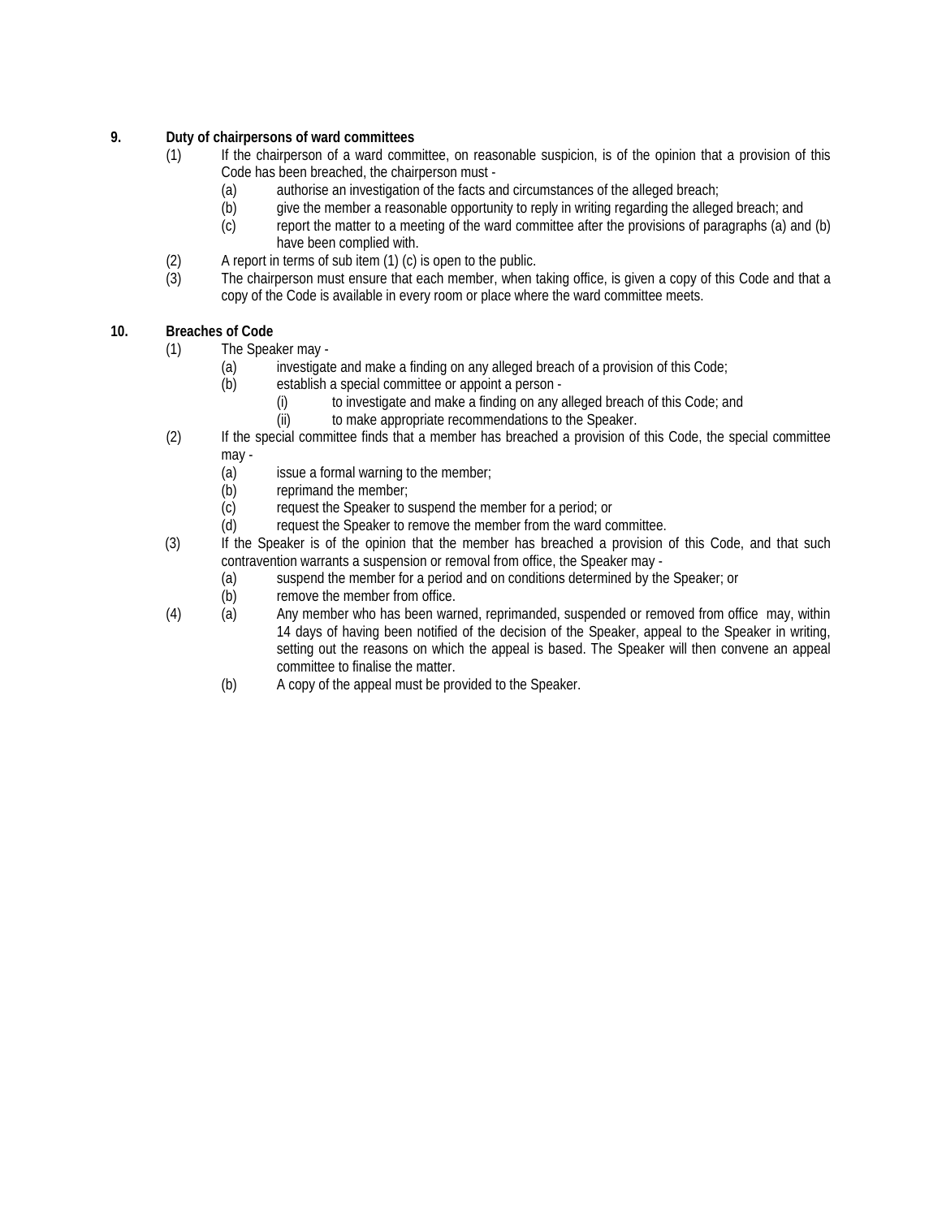**9. Duty of chairpersons of ward committees**

(1) If the chairperson of a ward committee, on reasonable suspicion, is of the opinion that a provision of this Code has been breached, the chairperson must -

- (a) authorise an investigation of the facts and circumstances of the alleged breach;
- (b) give the member a reasonable opportunity to reply in writing regarding the alleged breach; and
- (c) report the matter to a meeting of the ward committee after the provisions of paragraphs (a) and (b) have been complied with.

(2) A report in terms of sub item (1) (c) is open to the public.

(3) The chairperson must ensure that each member, when taking office, is given a copy of this Code and that a copy of the Code is available in every room or place where the ward committee meets.

**10. Breaches of Code**

(1) The Speaker may -

- (a) investigate and make a finding on any alleged breach of a provision of this Code;
- (b) establish a special committee or appoint a person -
  - (i) to investigate and make a finding on any alleged breach of this Code; and
  - (ii) to make appropriate recommendations to the Speaker.

(2) If the special committee finds that a member has breached a provision of this Code, the special committee may -

- (a) issue a formal warning to the member;
- (b) reprimand the member;
- (c) request the Speaker to suspend the member for a period; or
- (d) request the Speaker to remove the member from the ward committee.

(3) If the Speaker is of the opinion that the member has breached a provision of this Code, and that such contravention warrants a suspension or removal from office, the Speaker may -

- (a) suspend the member for a period and on conditions determined by the Speaker; or
- (b) remove the member from office.

(4)

- (a) Any member who has been warned, reprimanded, suspended or removed from office may, within 14 days of having been notified of the decision of the Speaker, appeal to the Speaker in writing, setting out the reasons on which the appeal is based. The Speaker will then convene an appeal committee to finalise the matter.
- (b) A copy of the appeal must be provided to the Speaker.